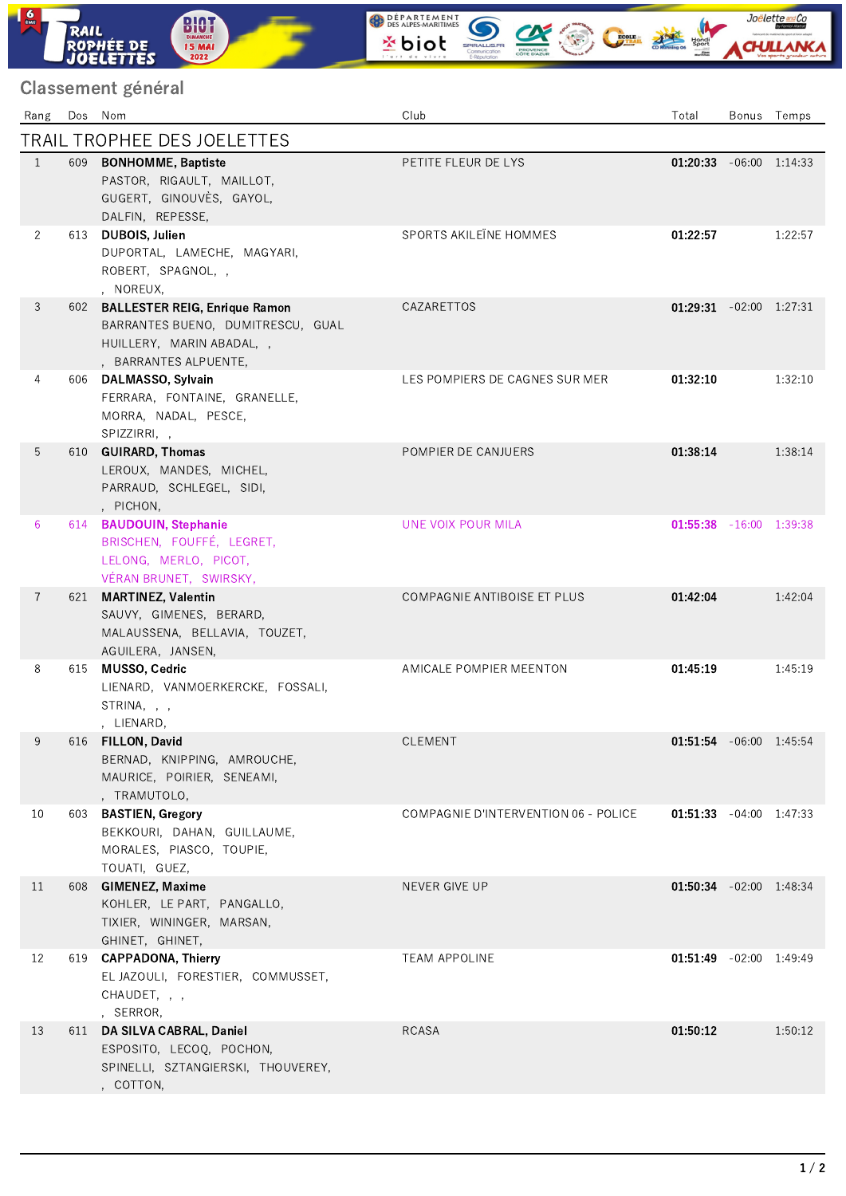## Classement général

| Rang | Dos | Nom | Club | Total | Bonus | Temps |
|---|---|---|---|---|---|---|
| **TRAIL TROPHEE DES JOELETTES** | | | | | | |
| 1 | 609 | **BONHOMME, Baptiste** PASTOR, RIGAULT, MAILLOT, GUGERT, GINOUVÈS, GAYOL, DALFIN, REPESSE, | PETITE FLEUR DE LYS | **01:20:33** | -06:00 | 1:14:33 |
| 2 | 613 | **DUBOIS, Julien** DUPORTAL, LAMECHE, MAGYARI, ROBERT, SPAGNOL, , , NOREUX, | SPORTS AKILEÏNE HOMMES | **01:22:57** | | 1:22:57 |
| 3 | 602 | **BALLESTER REIG, Enrique Ramon** BARRANTES BUENO, DUMITRESCU, GUAL HUILLERY, MARIN ABADAL, , , BARRANTES ALPUENTE, | CAZARETTOS | **01:29:31** | -02:00 | 1:27:31 |
| 4 | 606 | **DALMASSO, Sylvain** FERRARA, FONTAINE, GRANELLE, MORRA, NADAL, PESCE, SPIZZIRRI, , | LES POMPIERS DE CAGNES SUR MER | **01:32:10** | | 1:32:10 |
| 5 | 610 | **GUIRARD, Thomas** LEROUX, MANDES, MICHEL, PARRAUD, SCHLEGEL, SIDI, , PICHON, | POMPIER DE CANJUERS | **01:38:14** | | 1:38:14 |
| 6 | 614 | **BAUDOUIN, Stephanie** BRISCHEN, FOUFFÉ, LEGRET, LELONG, MERLO, PICOT, VÉRAN BRUNET, SWIRSKY, | UNE VOIX POUR MILA | **01:55:38** | -16:00 | 1:39:38 |
| 7 | 621 | **MARTINEZ, Valentin** SAUVY, GIMENES, BERARD, MALAUSSENA, BELLAVIA, TOUZET, AGUILERA, JANSEN, | COMPAGNIE ANTIBOISE ET PLUS | **01:42:04** | | 1:42:04 |
| 8 | 615 | **MUSSO, Cedric** LIENARD, VANMOERKERCKE, FOSSALI, STRINA, , , , LIENARD, | AMICALE POMPIER MEENTON | **01:45:19** | | 1:45:19 |
| 9 | 616 | **FILLON, David** BERNAD, KNIPPING, AMROUCHE, MAURICE, POIRIER, SENEAMI, , TRAMUTOLO, | CLEMENT | **01:51:54** | -06:00 | 1:45:54 |
| 10 | 603 | **BASTIEN, Gregory** BEKKOURI, DAHAN, GUILLAUME, MORALES, PIASCO, TOUPIE, TOUATI, GUEZ, | COMPAGNIE D'INTERVENTION 06 - POLICE | **01:51:33** | -04:00 | 1:47:33 |
| 11 | 608 | **GIMENEZ, Maxime** KOHLER, LE PART, PANGALLO, TIXIER, WININGER, MARSAN, GHINET, GHINET, | NEVER GIVE UP | **01:50:34** | -02:00 | 1:48:34 |
| 12 | 619 | **CAPPADONA, Thierry** EL JAZOULI, FORESTIER, COMMUSSET, CHAUDET, , , , SERROR, | TEAM APPOLINE | **01:51:49** | -02:00 | 1:49:49 |
| 13 | 611 | **DA SILVA CABRAL, Daniel** ESPOSITO, LECOQ, POCHON, SPINELLI, SZTANGIERSKI, THOUVEREY, , COTTON, | RCASA | **01:50:12** | | 1:50:12 |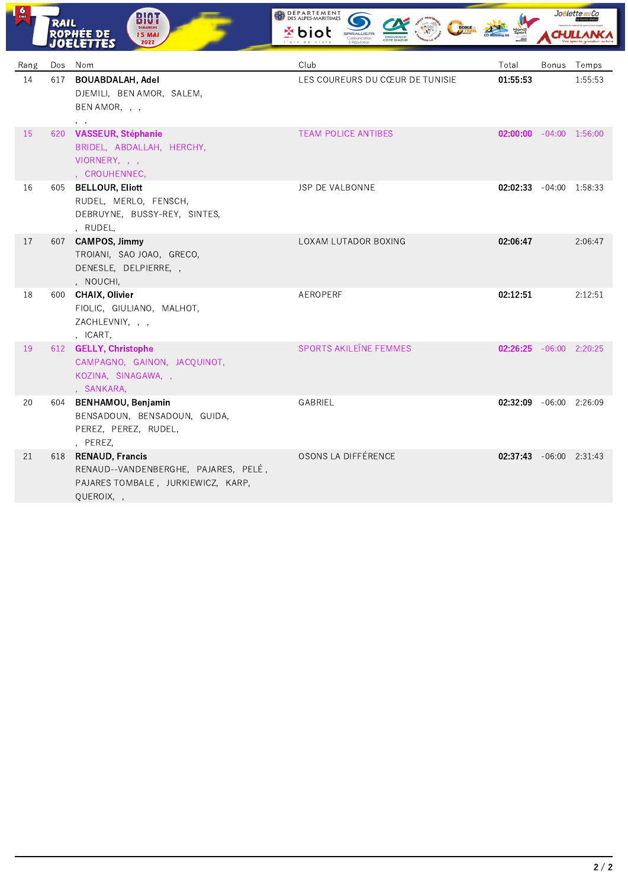| Rang | Dos | Nom | Club | Total | Bonus | Temps |
|---|---|---|---|---|---|---|
| 14 | 617 | **BOUABDALAH, Adel**<br>DJEMILI, BEN AMOR, SALEM,<br>BEN AMOR, , ,<br>, , | LES COUREURS DU CŒUR DE TUNISIE | **01:55:53** | | 1:55:53 |
| 15 | 620 | **VASSEUR, Stéphanie**<br>BRIDEL, ABDALLAH, HERCHY,<br>VIORNERY, , ,<br>, CROUHENNEC, | TEAM POLICE ANTIBES | **02:00:00** | -04:00 | 1:56:00 |
| 16 | 605 | **BELLOUR, Eliott**<br>RUDEL, MERLO, FENSCH,<br>DEBRUYNE, BUSSY-REY, SINTES,<br>, RUDEL, | JSP DE VALBONNE | **02:02:33** | -04:00 | 1:58:33 |
| 17 | 607 | **CAMPOS, Jimmy**<br>TROIANI, SAO JOAO, GRECO,<br>DENESLE, DELPIERRE, ,<br>, NOUCHI, | LOXAM LUTADOR BOXING | **02:06:47** | | 2:06:47 |
| 18 | 600 | **CHAIX, Olivier**<br>FIOLIC, GIULIANO, MALHOT,<br>ZACHLEVNIY, , ,<br>, ICART, | AEROPERF | **02:12:51** | | 2:12:51 |
| 19 | 612 | **GELLY, Christophe**<br>CAMPAGNO, GAINON, JACQUINOT,<br>KOZINA, SINAGAWA, ,<br>, SANKARA, | SPORTS AKILEÏNE FEMMES | **02:26:25** | -06:00 | 2:20:25 |
| 20 | 604 | **BENHAMOU, Benjamin**<br>BENSADOUN, BENSADOUN, GUIDA,<br>PEREZ, PEREZ, RUDEL,<br>, PEREZ, | GABRIEL | **02:32:09** | -06:00 | 2:26:09 |
| 21 | 618 | **RENAUD, Francis**<br>RENAUD--VANDENBERGHE, PAJARES, PELÉ ,<br>PAJARES TOMBALE , JURKIEWICZ, KARP,<br>QUEROIX, , | OSONS LA DIFFÉRENCE | **02:37:43** | -06:00 | 2:31:43 |